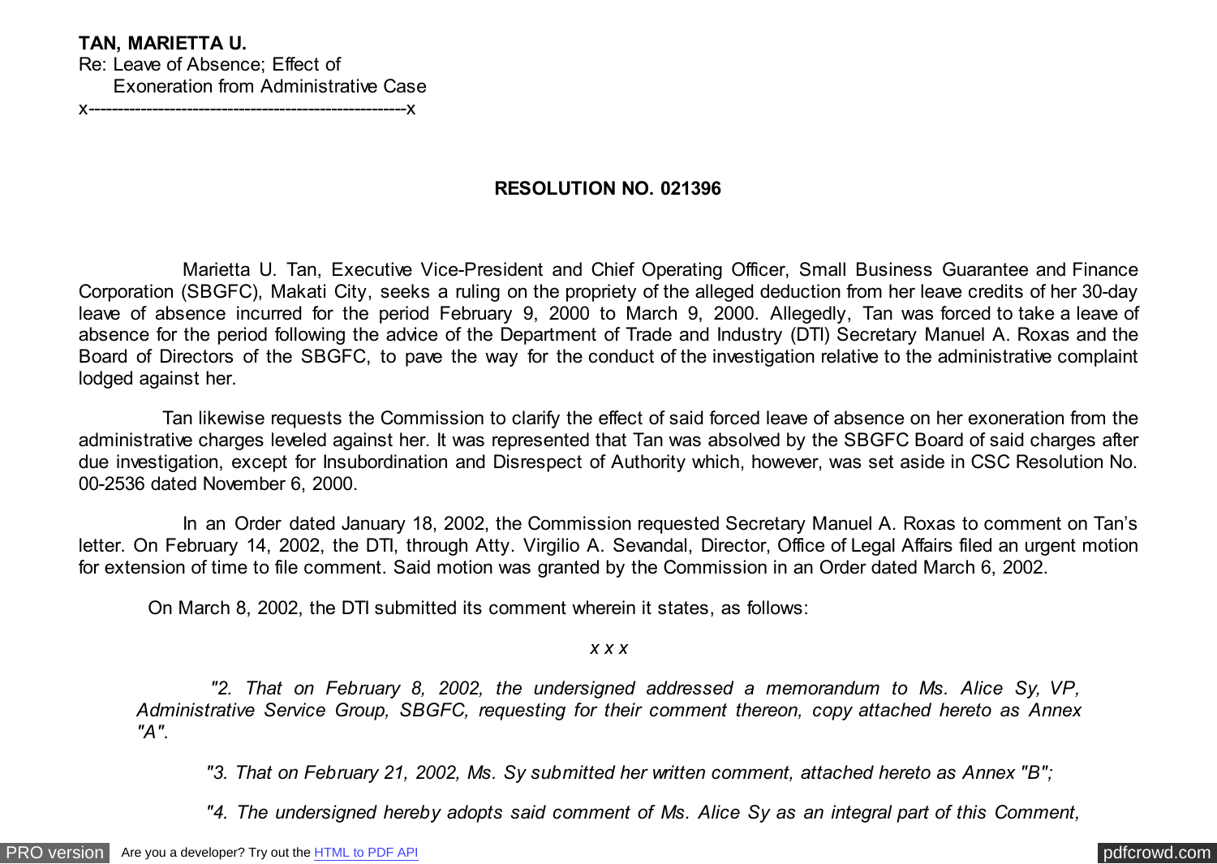**TAN, MARIETTA U.**
Re: Leave of Absence; Effect of
Exoneration from Administrative Case
x-------------------------------------------------------x

**RESOLUTION NO. 021396**

Marietta U. Tan, Executive Vice-President and Chief Operating Officer, Small Business Guarantee and Finance Corporation (SBGFC), Makati City, seeks a ruling on the propriety of the alleged deduction from her leave credits of her 30-day leave of absence incurred for the period February 9, 2000 to March 9, 2000. Allegedly, Tan was forced to take a leave of absence for the period following the advice of the Department of Trade and Industry (DTI) Secretary Manuel A. Roxas and the Board of Directors of the SBGFC, to pave the way for the conduct of the investigation relative to the administrative complaint lodged against her.

Tan likewise requests the Commission to clarify the effect of said forced leave of absence on her exoneration from the administrative charges leveled against her. It was represented that Tan was absolved by the SBGFC Board of said charges after due investigation, except for Insubordination and Disrespect of Authority which, however, was set aside in CSC Resolution No. 00-2536 dated November 6, 2000.

In an Order dated January 18, 2002, the Commission requested Secretary Manuel A. Roxas to comment on Tan's letter. On February 14, 2002, the DTI, through Atty. Virgilio A. Sevandal, Director, Office of Legal Affairs filed an urgent motion for extension of time to file comment. Said motion was granted by the Commission in an Order dated March 6, 2002.

On March 8, 2002, the DTI submitted its comment wherein it states, as follows:

*x x x*

> *"2. That on February 8, 2002, the undersigned addressed a memorandum to Ms. Alice Sy, VP, Administrative Service Group, SBGFC, requesting for their comment thereon, copy attached hereto as Annex "A".*
>
> *"3. That on February 21, 2002, Ms. Sy submitted her written comment, attached hereto as Annex "B";*
>
> *"4. The undersigned hereby adopts said comment of Ms. Alice Sy as an integral part of this Comment,*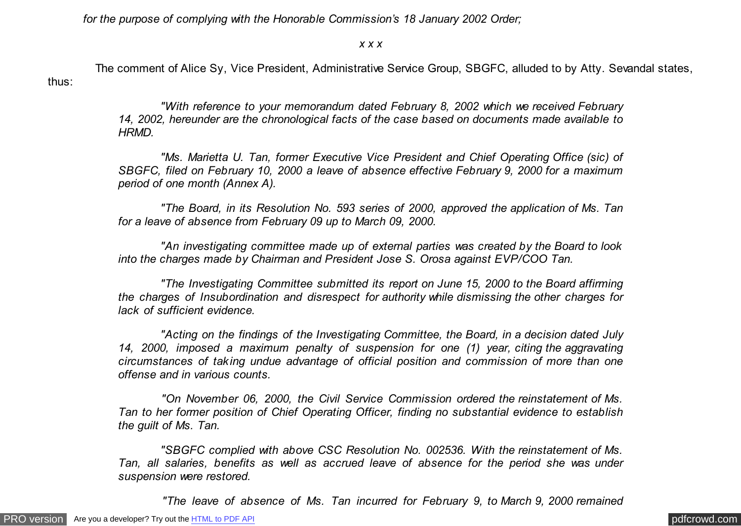*for the purpose of complying with the Honorable Commission's 18 January 2002 Order;*

*x x x*

The comment of Alice Sy, Vice President, Administrative Service Group, SBGFC, alluded to by Atty. Sevandal states, thus:

> *"With reference to your memorandum dated February 8, 2002 which we received February 14, 2002, hereunder are the chronological facts of the case based on documents made available to HRMD.*
>
> *"Ms. Marietta U. Tan, former Executive Vice President and Chief Operating Office (sic) of SBGFC, filed on February 10, 2000 a leave of absence effective February 9, 2000 for a maximum period of one month (Annex A).*
>
> *"The Board, in its Resolution No. 593 series of 2000, approved the application of Ms. Tan for a leave of absence from February 09 up to March 09, 2000.*
>
> *"An investigating committee made up of external parties was created by the Board to look into the charges made by Chairman and President Jose S. Orosa against EVP/COO Tan.*
>
> *"The Investigating Committee submitted its report on June 15, 2000 to the Board affirming the charges of Insubordination and disrespect for authority while dismissing the other charges for lack of sufficient evidence.*
>
> *"Acting on the findings of the Investigating Committee, the Board, in a decision dated July 14, 2000, imposed a maximum penalty of suspension for one (1) year, citing the aggravating circumstances of taking undue advantage of official position and commission of more than one offense and in various counts.*
>
> *"On November 06, 2000, the Civil Service Commission ordered the reinstatement of Ms. Tan to her former position of Chief Operating Officer, finding no substantial evidence to establish the guilt of Ms. Tan.*
>
> *"SBGFC complied with above CSC Resolution No. 002536. With the reinstatement of Ms. Tan, all salaries, benefits as well as accrued leave of absence for the period she was under suspension were restored.*
>
> *"The leave of absence of Ms. Tan incurred for February 9, to March 9, 2000 remained*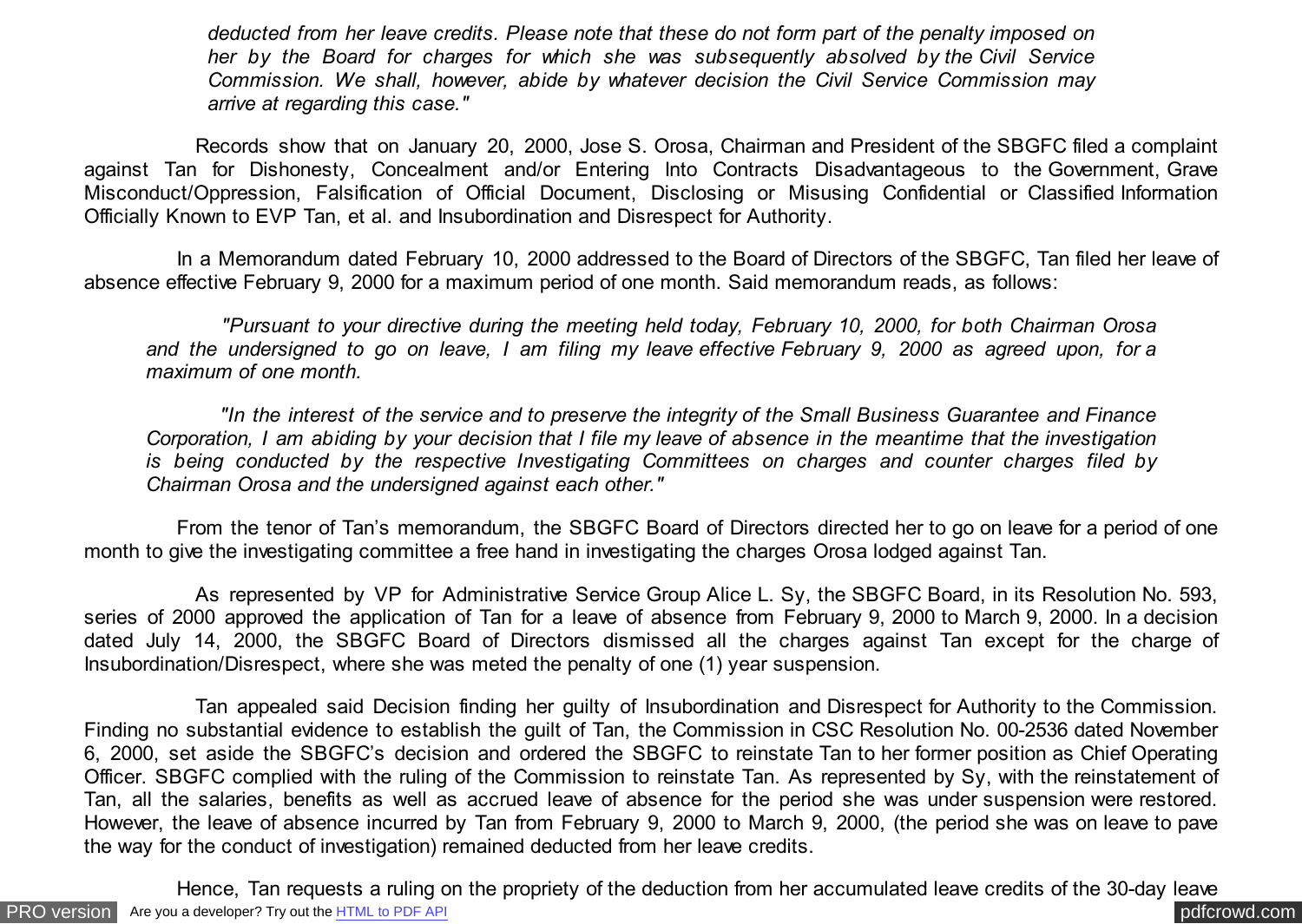*deducted from her leave credits. Please note that these do not form part of the penalty imposed on her by the Board for charges for which she was subsequently absolved by the Civil Service Commission. We shall, however, abide by whatever decision the Civil Service Commission may arrive at regarding this case."*

Records show that on January 20, 2000, Jose S. Orosa, Chairman and President of the SBGFC filed a complaint against Tan for Dishonesty, Concealment and/or Entering Into Contracts Disadvantageous to the Government, Grave Misconduct/Oppression, Falsification of Official Document, Disclosing or Misusing Confidential or Classified Information Officially Known to EVP Tan, et al. and Insubordination and Disrespect for Authority.

In a Memorandum dated February 10, 2000 addressed to the Board of Directors of the SBGFC, Tan filed her leave of absence effective February 9, 2000 for a maximum period of one month. Said memorandum reads, as follows:

> *"Pursuant to your directive during the meeting held today, February 10, 2000, for both Chairman Orosa and the undersigned to go on leave, I am filing my leave effective February 9, 2000 as agreed upon, for a maximum of one month.*
>
> *"In the interest of the service and to preserve the integrity of the Small Business Guarantee and Finance Corporation, I am abiding by your decision that I file my leave of absence in the meantime that the investigation is being conducted by the respective Investigating Committees on charges and counter charges filed by Chairman Orosa and the undersigned against each other."*

From the tenor of Tan's memorandum, the SBGFC Board of Directors directed her to go on leave for a period of one month to give the investigating committee a free hand in investigating the charges Orosa lodged against Tan.

As represented by VP for Administrative Service Group Alice L. Sy, the SBGFC Board, in its Resolution No. 593, series of 2000 approved the application of Tan for a leave of absence from February 9, 2000 to March 9, 2000. In a decision dated July 14, 2000, the SBGFC Board of Directors dismissed all the charges against Tan except for the charge of Insubordination/Disrespect, where she was meted the penalty of one (1) year suspension.

Tan appealed said Decision finding her guilty of Insubordination and Disrespect for Authority to the Commission. Finding no substantial evidence to establish the guilt of Tan, the Commission in CSC Resolution No. 00-2536 dated November 6, 2000, set aside the SBGFC's decision and ordered the SBGFC to reinstate Tan to her former position as Chief Operating Officer. SBGFC complied with the ruling of the Commission to reinstate Tan. As represented by Sy, with the reinstatement of Tan, all the salaries, benefits as well as accrued leave of absence for the period she was under suspension were restored. However, the leave of absence incurred by Tan from February 9, 2000 to March 9, 2000, (the period she was on leave to pave the way for the conduct of investigation) remained deducted from her leave credits.

Hence, Tan requests a ruling on the propriety of the deduction from her accumulated leave credits of the 30-day leave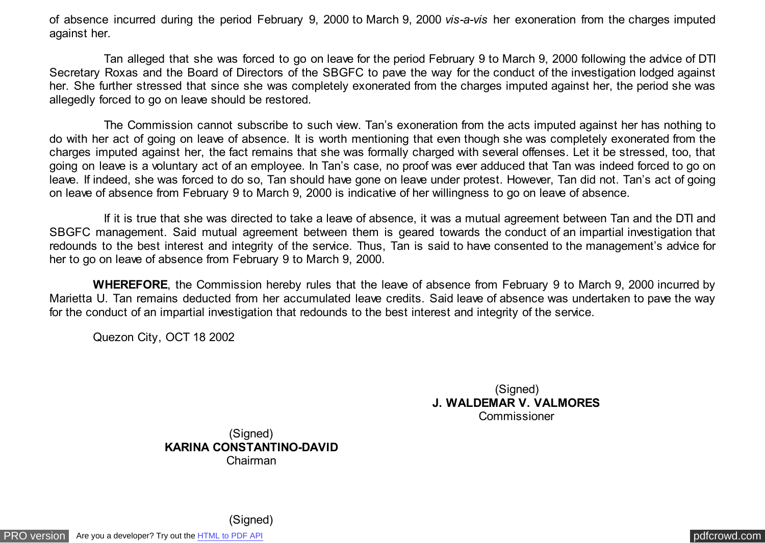of absence incurred during the period February 9, 2000 to March 9, 2000 *vis-a-vis* her exoneration from the charges imputed against her.

Tan alleged that she was forced to go on leave for the period February 9 to March 9, 2000 following the advice of DTI Secretary Roxas and the Board of Directors of the SBGFC to pave the way for the conduct of the investigation lodged against her. She further stressed that since she was completely exonerated from the charges imputed against her, the period she was allegedly forced to go on leave should be restored.

The Commission cannot subscribe to such view. Tan's exoneration from the acts imputed against her has nothing to do with her act of going on leave of absence. It is worth mentioning that even though she was completely exonerated from the charges imputed against her, the fact remains that she was formally charged with several offenses. Let it be stressed, too, that going on leave is a voluntary act of an employee. In Tan's case, no proof was ever adduced that Tan was indeed forced to go on leave. If indeed, she was forced to do so, Tan should have gone on leave under protest. However, Tan did not. Tan's act of going on leave of absence from February 9 to March 9, 2000 is indicative of her willingness to go on leave of absence.

If it is true that she was directed to take a leave of absence, it was a mutual agreement between Tan and the DTI and SBGFC management. Said mutual agreement between them is geared towards the conduct of an impartial investigation that redounds to the best interest and integrity of the service. Thus, Tan is said to have consented to the management's advice for her to go on leave of absence from February 9 to March 9, 2000.

**WHEREFORE**, the Commission hereby rules that the leave of absence from February 9 to March 9, 2000 incurred by Marietta U. Tan remains deducted from her accumulated leave credits. Said leave of absence was undertaken to pave the way for the conduct of an impartial investigation that redounds to the best interest and integrity of the service.

Quezon City, OCT 18 2002

(Signed)
**J. WALDEMAR V. VALMORES**
Commissioner

(Signed)
**KARINA CONSTANTINO-DAVID**
Chairman

(Signed)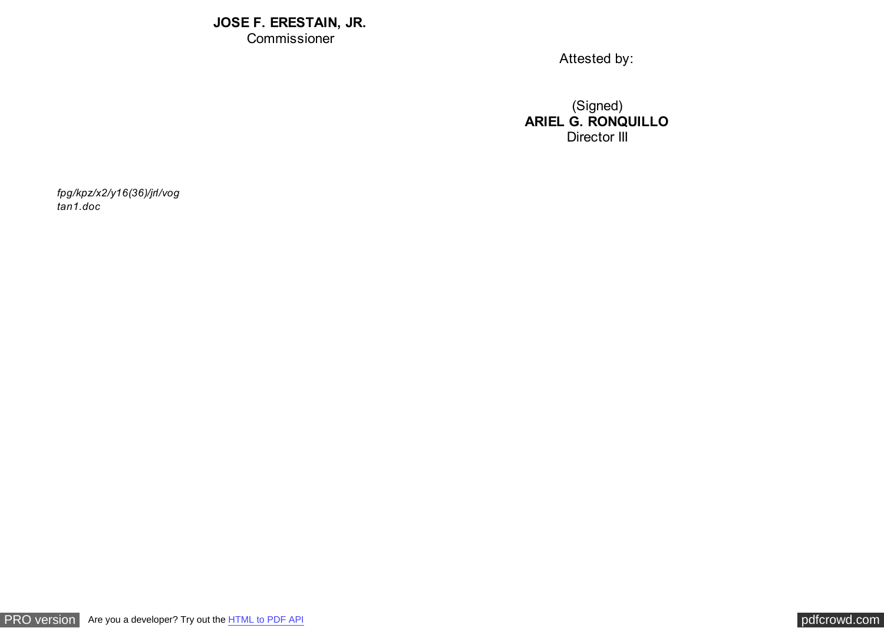**JOSE F. ERESTAIN, JR.**
Commissioner

Attested by:

(Signed)
**ARIEL G. RONQUILLO**
Director III

*fpg/kpz/x2/y16(36)/jrl/vog*
*tan1.doc*